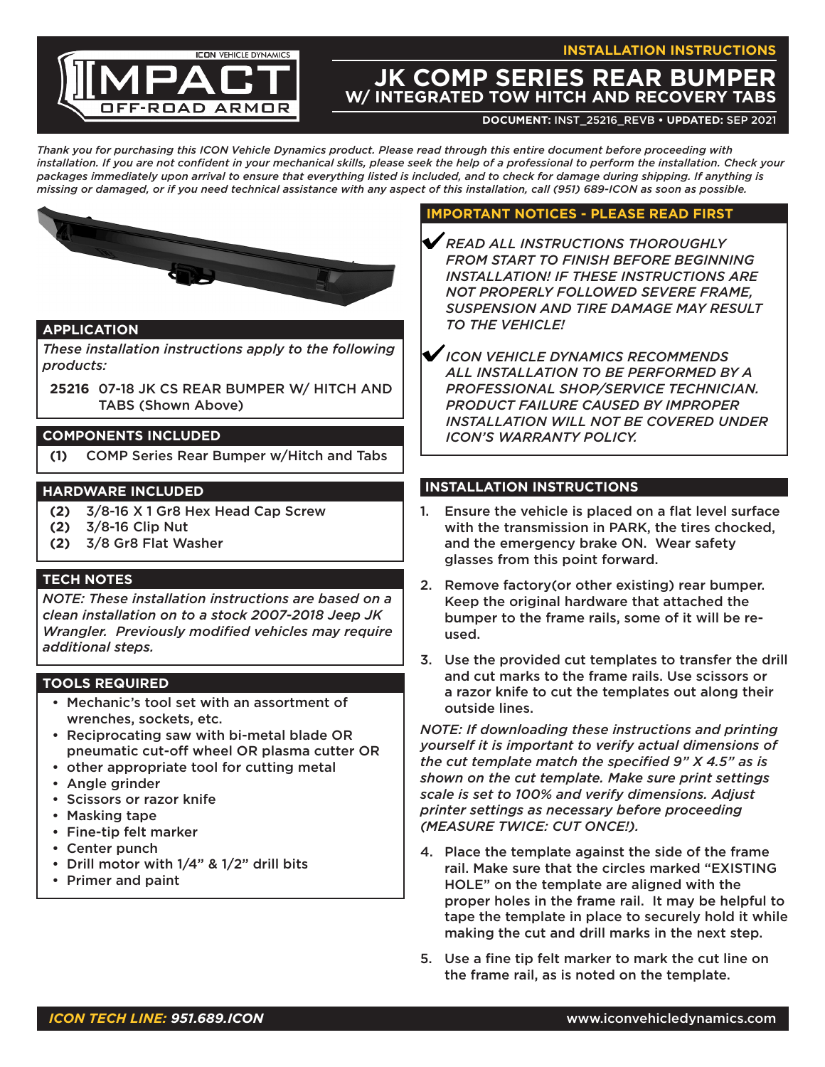# INSTALLATION INSTRUCTIONS

# JK COMP SERIES REAR BUMPER
## W/ INTEGRATED TOW HITCH AND RECOVERY TABS

**DOCUMENT:** INST_25216_REVB • **UPDATED:** SEP 2021

*Thank you for purchasing this ICON Vehicle Dynamics product. Please read through this entire document before proceeding with installation. If you are not confident in your mechanical skills, please seek the help of a professional to perform the installation. Check your packages immediately upon arrival to ensure that everything listed is included, and to check for damage during shipping. If anything is missing or damaged, or if you need technical assistance with any aspect of this installation, call (951) 689-ICON as soon as possible.*

## APPLICATION

*These installation instructions apply to the following products:*

**25216** 07-18 JK CS REAR BUMPER W/ HITCH AND TABS (Shown Above)

## COMPONENTS INCLUDED

- **(1)** COMP Series Rear Bumper w/Hitch and Tabs

## HARDWARE INCLUDED

- **(2)** 3/8-16 X 1 Gr8 Hex Head Cap Screw
- **(2)** 3/8-16 Clip Nut
- **(2)** 3/8 Gr8 Flat Washer

## TECH NOTES

*NOTE: These installation instructions are based on a clean installation on to a stock 2007-2018 Jeep JK Wrangler. Previously modified vehicles may require additional steps.*

## TOOLS REQUIRED

- Mechanic's tool set with an assortment of wrenches, sockets, etc.
- Reciprocating saw with bi-metal blade OR pneumatic cut-off wheel OR plasma cutter OR
- other appropriate tool for cutting metal
- Angle grinder
- Scissors or razor knife
- Masking tape
- Fine-tip felt marker
- Center punch
- Drill motor with 1/4" & 1/2" drill bits
- Primer and paint

## IMPORTANT NOTICES - PLEASE READ FIRST

✔ *READ ALL INSTRUCTIONS THOROUGHLY FROM START TO FINISH BEFORE BEGINNING INSTALLATION! IF THESE INSTRUCTIONS ARE NOT PROPERLY FOLLOWED SEVERE FRAME, SUSPENSION AND TIRE DAMAGE MAY RESULT TO THE VEHICLE!*

✔ *ICON VEHICLE DYNAMICS RECOMMENDS ALL INSTALLATION TO BE PERFORMED BY A PROFESSIONAL SHOP/SERVICE TECHNICIAN. PRODUCT FAILURE CAUSED BY IMPROPER INSTALLATION WILL NOT BE COVERED UNDER ICON'S WARRANTY POLICY.*

## INSTALLATION INSTRUCTIONS

1. Ensure the vehicle is placed on a flat level surface with the transmission in PARK, the tires chocked, and the emergency brake ON. Wear safety glasses from this point forward.
2. Remove factory(or other existing) rear bumper. Keep the original hardware that attached the bumper to the frame rails, some of it will be re-used.
3. Use the provided cut templates to transfer the drill and cut marks to the frame rails. Use scissors or a razor knife to cut the templates out along their outside lines.

*NOTE: If downloading these instructions and printing yourself it is important to verify actual dimensions of the cut template match the specified 9" X 4.5" as is shown on the cut template. Make sure print settings scale is set to 100% and verify dimensions. Adjust printer settings as necessary before proceeding (MEASURE TWICE: CUT ONCE!).*

4. Place the template against the side of the frame rail. Make sure that the circles marked "EXISTING HOLE" on the template are aligned with the proper holes in the frame rail. It may be helpful to tape the template in place to securely hold it while making the cut and drill marks in the next step.
5. Use a fine tip felt marker to mark the cut line on the frame rail, as is noted on the template.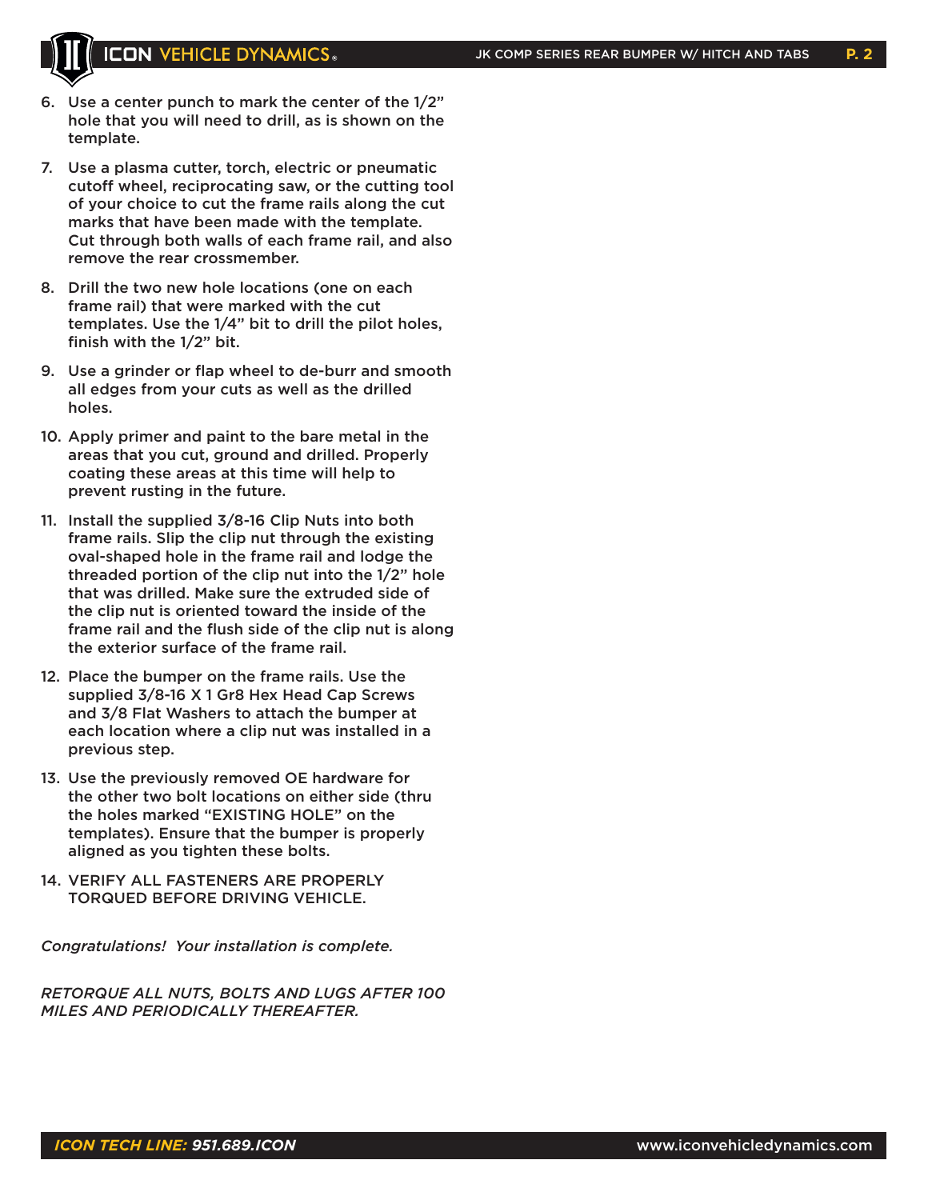6. Use a center punch to mark the center of the 1/2" hole that you will need to drill, as is shown on the template.
7. Use a plasma cutter, torch, electric or pneumatic cutoff wheel, reciprocating saw, or the cutting tool of your choice to cut the frame rails along the cut marks that have been made with the template. Cut through both walls of each frame rail, and also remove the rear crossmember.
8. Drill the two new hole locations (one on each frame rail) that were marked with the cut templates. Use the 1/4" bit to drill the pilot holes, finish with the 1/2" bit.
9. Use a grinder or flap wheel to de-burr and smooth all edges from your cuts as well as the drilled holes.
10. Apply primer and paint to the bare metal in the areas that you cut, ground and drilled. Properly coating these areas at this time will help to prevent rusting in the future.
11. Install the supplied 3/8-16 Clip Nuts into both frame rails. Slip the clip nut through the existing oval-shaped hole in the frame rail and lodge the threaded portion of the clip nut into the 1/2" hole that was drilled. Make sure the extruded side of the clip nut is oriented toward the inside of the frame rail and the flush side of the clip nut is along the exterior surface of the frame rail.
12. Place the bumper on the frame rails. Use the supplied 3/8-16 X 1 Gr8 Hex Head Cap Screws and 3/8 Flat Washers to attach the bumper at each location where a clip nut was installed in a previous step.
13. Use the previously removed OE hardware for the other two bolt locations on either side (thru the holes marked "EXISTING HOLE" on the templates). Ensure that the bumper is properly aligned as you tighten these bolts.
14. VERIFY ALL FASTENERS ARE PROPERLY TORQUED BEFORE DRIVING VEHICLE.

*Congratulations! Your installation is complete.*

*RETORQUE ALL NUTS, BOLTS AND LUGS AFTER 100 MILES AND PERIODICALLY THEREAFTER.*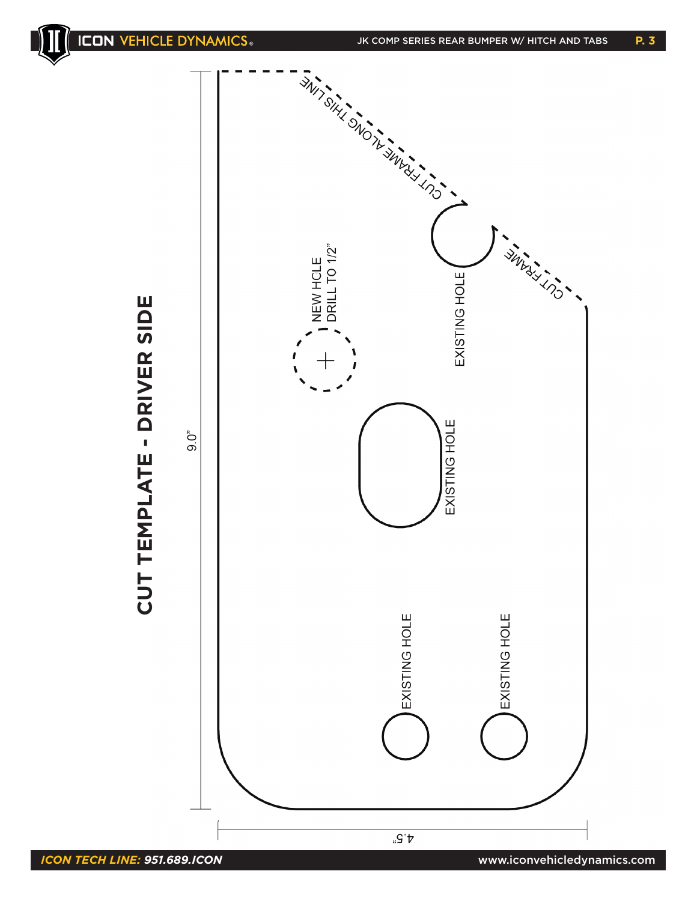# CUT TEMPLATE - DRIVER SIDE

9.0"

4.5"

CUT FRAME ALONG THIS LINE

CUT FRAME

EXISTING HOLE

NEW HOLE
DRILL TO 1/2"

EXISTING HOLE

EXISTING HOLE

EXISTING HOLE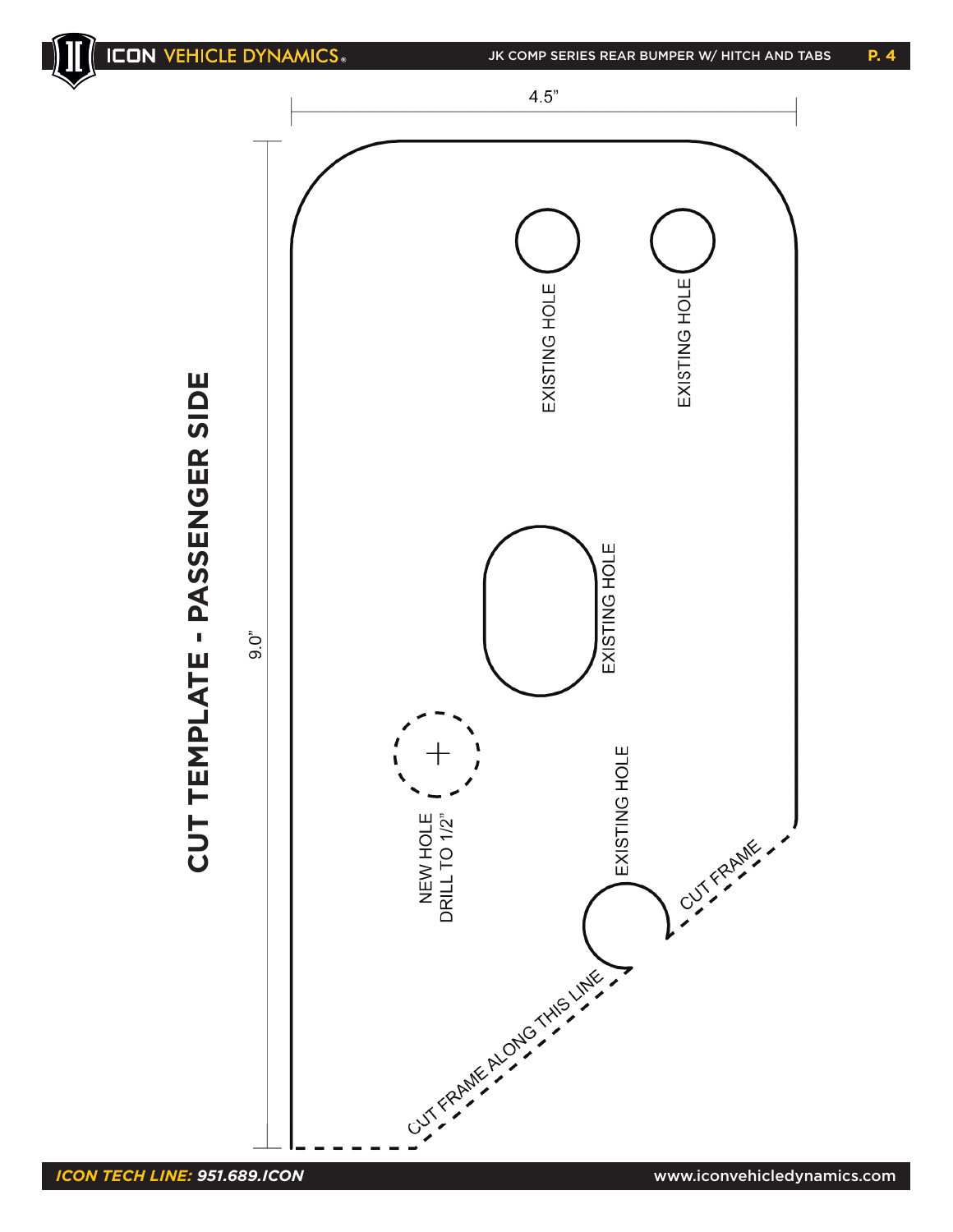# CUT TEMPLATE - PASSENGER SIDE

4.5"

9.0"

EXISTING HOLE

EXISTING HOLE

EXISTING HOLE

NEW HOLE
DRILL TO 1/2"

EXISTING HOLE

CUT FRAME

CUT FRAME ALONG THIS LINE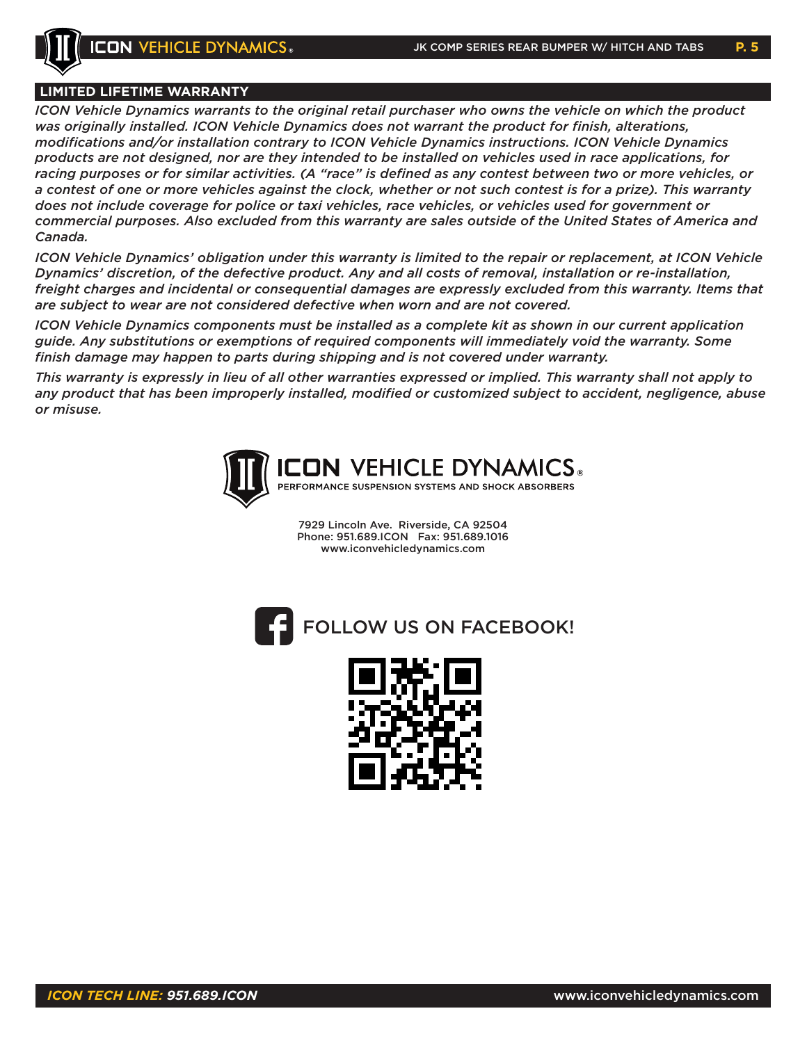## LIMITED LIFETIME WARRANTY

*ICON Vehicle Dynamics warrants to the original retail purchaser who owns the vehicle on which the product was originally installed. ICON Vehicle Dynamics does not warrant the product for finish, alterations, modifications and/or installation contrary to ICON Vehicle Dynamics instructions. ICON Vehicle Dynamics products are not designed, nor are they intended to be installed on vehicles used in race applications, for racing purposes or for similar activities. (A "race" is defined as any contest between two or more vehicles, or a contest of one or more vehicles against the clock, whether or not such contest is for a prize). This warranty does not include coverage for police or taxi vehicles, race vehicles, or vehicles used for government or commercial purposes. Also excluded from this warranty are sales outside of the United States of America and Canada.*

*ICON Vehicle Dynamics' obligation under this warranty is limited to the repair or replacement, at ICON Vehicle Dynamics' discretion, of the defective product. Any and all costs of removal, installation or re-installation, freight charges and incidental or consequential damages are expressly excluded from this warranty. Items that are subject to wear are not considered defective when worn and are not covered.*

*ICON Vehicle Dynamics components must be installed as a complete kit as shown in our current application guide. Any substitutions or exemptions of required components will immediately void the warranty. Some finish damage may happen to parts during shipping and is not covered under warranty.*

*This warranty is expressly in lieu of all other warranties expressed or implied. This warranty shall not apply to any product that has been improperly installed, modified or customized subject to accident, negligence, abuse or misuse.*

ICON VEHICLE DYNAMICS®
PERFORMANCE SUSPENSION SYSTEMS AND SHOCK ABSORBERS

7929 Lincoln Ave. Riverside, CA 92504
Phone: 951.689.ICON Fax: 951.689.1016
www.iconvehicledynamics.com

FOLLOW US ON FACEBOOK!